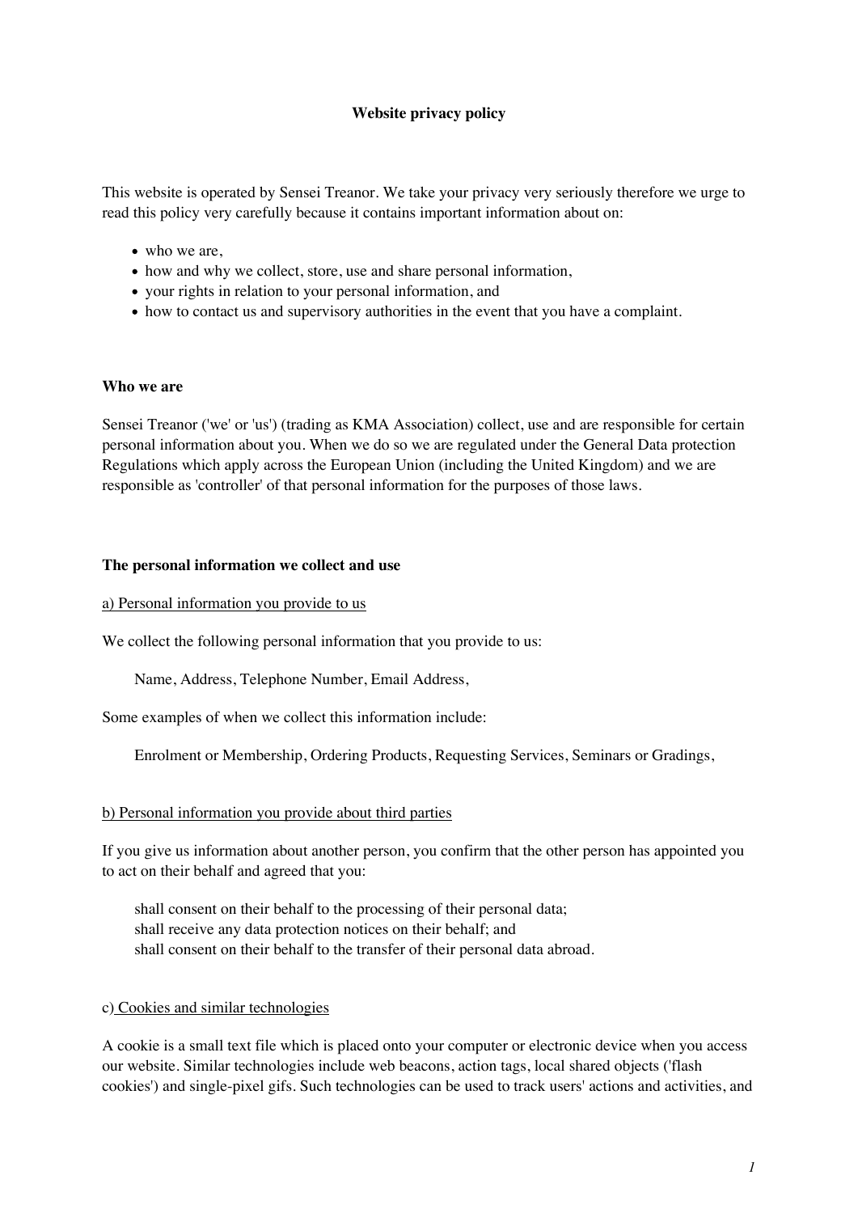# Website privacy policy

This website is operated by Sensei Treanor. We take your privacy very seriously therefore we urge to read this policy very carefully because it contains important information about on:

- who we are,
- how and why we collect, store, use and share personal information,
- your rights in relation to your personal information, and
- how to contact us and supervisory authorities in the event that you have a complaint.

## Who we are

Sensei Treanor ('we' or 'us') (trading as KMA Association) collect, use and are responsible for certain personal information about you. When we do so we are regulated under the General Data protection Regulations which apply across the European Union (including the United Kingdom) and we are responsible as 'controller' of that personal information for the purposes of those laws.

## The personal information we collect and use

a) Personal information you provide to us

We collect the following personal information that you provide to us:

Name, Address, Telephone Number, Email Address,

Some examples of when we collect this information include:

Enrolment or Membership, Ordering Products, Requesting Services, Seminars or Gradings,

b) Personal information you provide about third parties

If you give us information about another person, you confirm that the other person has appointed you to act on their behalf and agreed that you:

shall consent on their behalf to the processing of their personal data;
shall receive any data protection notices on their behalf; and
shall consent on their behalf to the transfer of their personal data abroad.

c) Cookies and similar technologies

A cookie is a small text file which is placed onto your computer or electronic device when you access our website. Similar technologies include web beacons, action tags, local shared objects ('flash cookies') and single-pixel gifs. Such technologies can be used to track users' actions and activities, and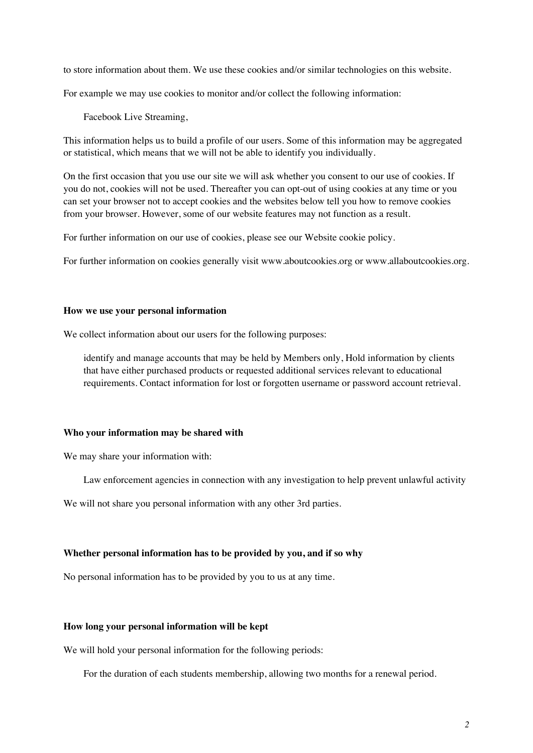to store information about them. We use these cookies and/or similar technologies on this website.

For example we may use cookies to monitor and/or collect the following information:

> Facebook Live Streaming,

This information helps us to build a profile of our users. Some of this information may be aggregated or statistical, which means that we will not be able to identify you individually.

On the first occasion that you use our site we will ask whether you consent to our use of cookies. If you do not, cookies will not be used. Thereafter you can opt-out of using cookies at any time or you can set your browser not to accept cookies and the websites below tell you how to remove cookies from your browser. However, some of our website features may not function as a result.

For further information on our use of cookies, please see our Website cookie policy.

For further information on cookies generally visit www.aboutcookies.org or www.allaboutcookies.org.

**How we use your personal information**

We collect information about our users for the following purposes:

> identify and manage accounts that may be held by Members only, Hold information by clients that have either purchased products or requested additional services relevant to educational requirements. Contact information for lost or forgotten username or password account retrieval.

**Who your information may be shared with**

We may share your information with:

> Law enforcement agencies in connection with any investigation to help prevent unlawful activity

We will not share you personal information with any other 3rd parties.

**Whether personal information has to be provided by you, and if so why**

No personal information has to be provided by you to us at any time.

**How long your personal information will be kept**

We will hold your personal information for the following periods:

> For the duration of each students membership, allowing two months for a renewal period.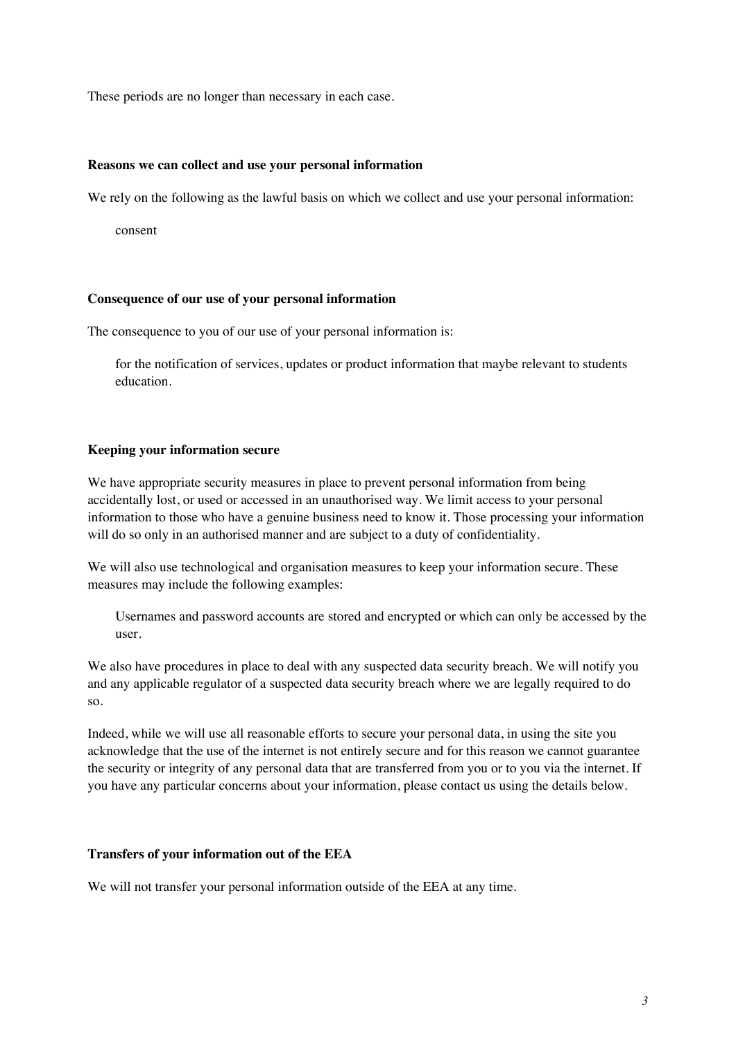These periods are no longer than necessary in each case.

**Reasons we can collect and use your personal information**

We rely on the following as the lawful basis on which we collect and use your personal information:

> consent

**Consequence of our use of your personal information**

The consequence to you of our use of your personal information is:

> for the notification of services, updates or product information that maybe relevant to students education.

**Keeping your information secure**

We have appropriate security measures in place to prevent personal information from being accidentally lost, or used or accessed in an unauthorised way. We limit access to your personal information to those who have a genuine business need to know it. Those processing your information will do so only in an authorised manner and are subject to a duty of confidentiality.

We will also use technological and organisation measures to keep your information secure. These measures may include the following examples:

> Usernames and password accounts are stored and encrypted or which can only be accessed by the user.

We also have procedures in place to deal with any suspected data security breach. We will notify you and any applicable regulator of a suspected data security breach where we are legally required to do so.

Indeed, while we will use all reasonable efforts to secure your personal data, in using the site you acknowledge that the use of the internet is not entirely secure and for this reason we cannot guarantee the security or integrity of any personal data that are transferred from you or to you via the internet. If you have any particular concerns about your information, please contact us using the details below.

**Transfers of your information out of the EEA**

We will not transfer your personal information outside of the EEA at any time.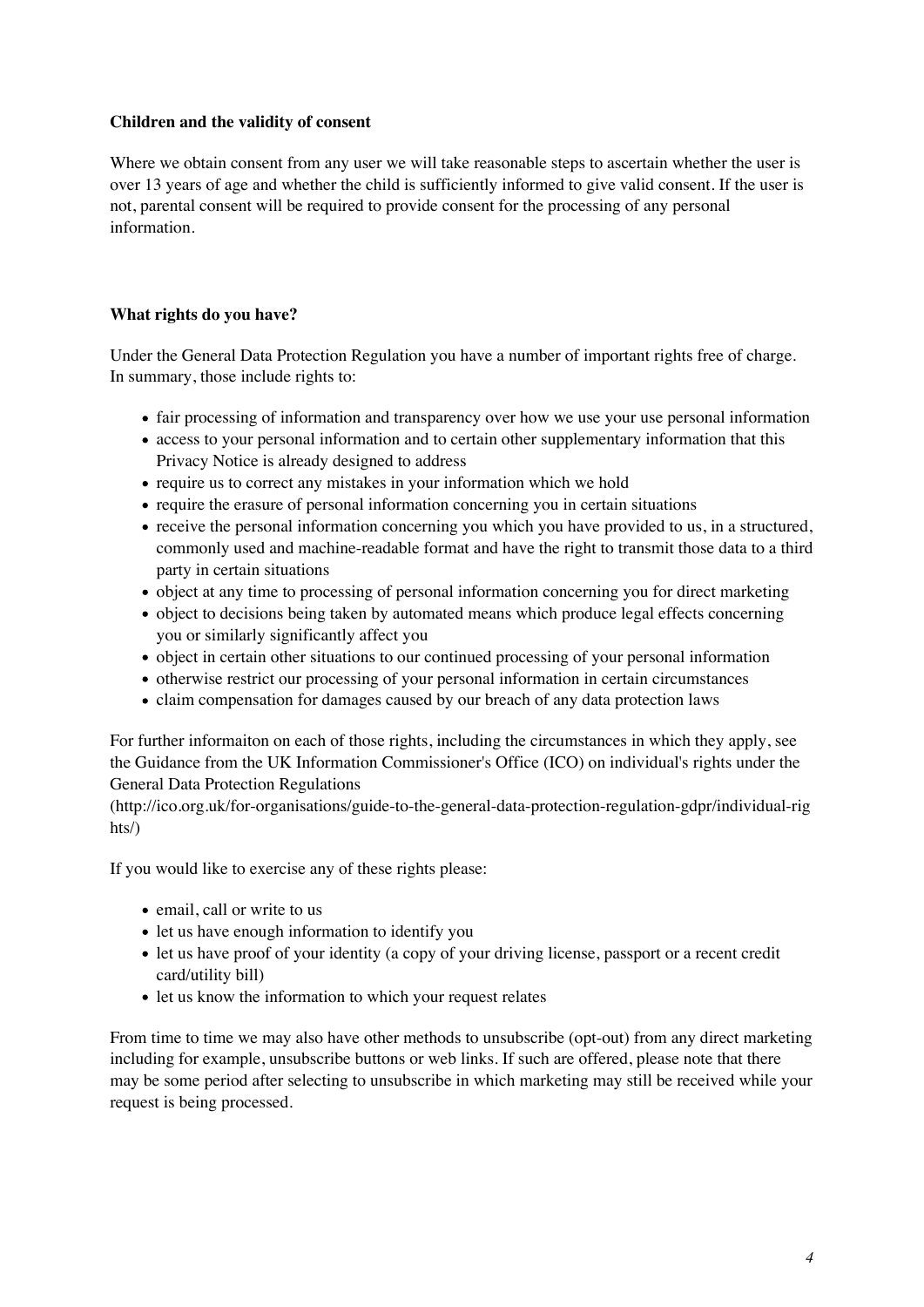**Children and the validity of consent**

Where we obtain consent from any user we will take reasonable steps to ascertain whether the user is over 13 years of age and whether the child is sufficiently informed to give valid consent. If the user is not, parental consent will be required to provide consent for the processing of any personal information.

**What rights do you have?**

Under the General Data Protection Regulation you have a number of important rights free of charge. In summary, those include rights to:

- fair processing of information and transparency over how we use your use personal information
- access to your personal information and to certain other supplementary information that this Privacy Notice is already designed to address
- require us to correct any mistakes in your information which we hold
- require the erasure of personal information concerning you in certain situations
- receive the personal information concerning you which you have provided to us, in a structured, commonly used and machine-readable format and have the right to transmit those data to a third party in certain situations
- object at any time to processing of personal information concerning you for direct marketing
- object to decisions being taken by automated means which produce legal effects concerning you or similarly significantly affect you
- object in certain other situations to our continued processing of your personal information
- otherwise restrict our processing of your personal information in certain circumstances
- claim compensation for damages caused by our breach of any data protection laws

For further informaiton on each of those rights, including the circumstances in which they apply, see the Guidance from the UK Information Commissioner's Office (ICO) on individual's rights under the General Data Protection Regulations (http://ico.org.uk/for-organisations/guide-to-the-general-data-protection-regulation-gdpr/individual-rights/)

If you would like to exercise any of these rights please:

- email, call or write to us
- let us have enough information to identify you
- let us have proof of your identity (a copy of your driving license, passport or a recent credit card/utility bill)
- let us know the information to which your request relates

From time to time we may also have other methods to unsubscribe (opt-out) from any direct marketing including for example, unsubscribe buttons or web links. If such are offered, please note that there may be some period after selecting to unsubscribe in which marketing may still be received while your request is being processed.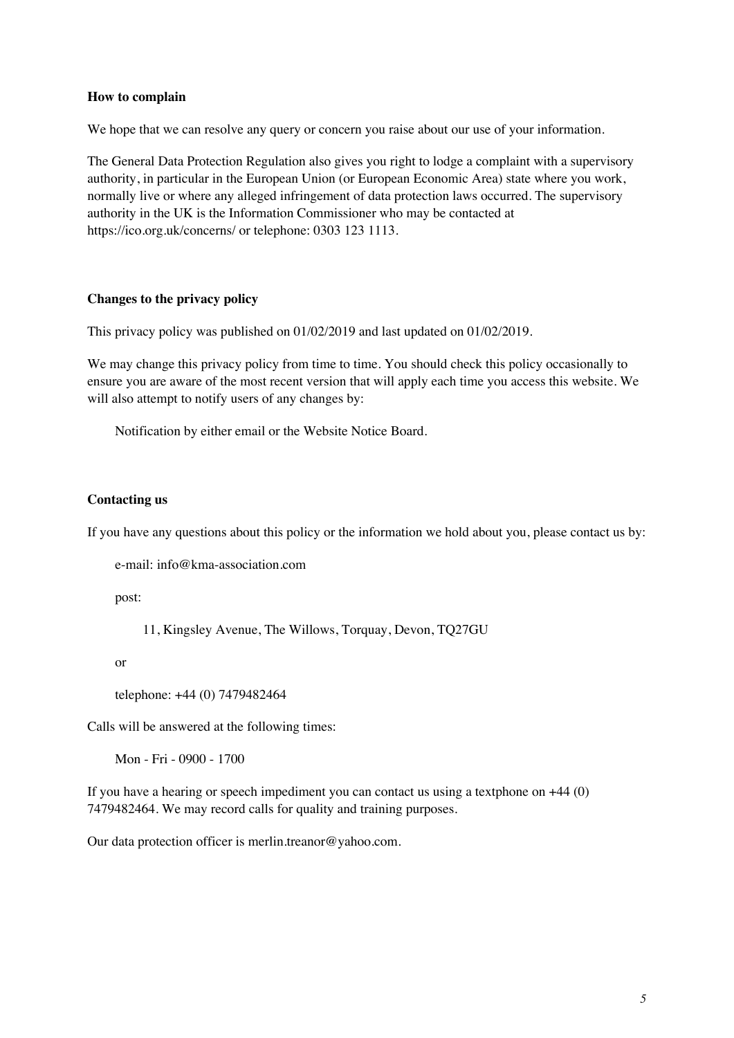**How to complain**

We hope that we can resolve any query or concern you raise about our use of your information.

The General Data Protection Regulation also gives you right to lodge a complaint with a supervisory authority, in particular in the European Union (or European Economic Area) state where you work, normally live or where any alleged infringement of data protection laws occurred. The supervisory authority in the UK is the Information Commissioner who may be contacted at https://ico.org.uk/concerns/ or telephone: 0303 123 1113.

**Changes to the privacy policy**

This privacy policy was published on 01/02/2019 and last updated on 01/02/2019.

We may change this privacy policy from time to time. You should check this policy occasionally to ensure you are aware of the most recent version that will apply each time you access this website. We will also attempt to notify users of any changes by:

Notification by either email or the Website Notice Board.

**Contacting us**

If you have any questions about this policy or the information we hold about you, please contact us by:

e-mail: info@kma-association.com

post:

11, Kingsley Avenue, The Willows, Torquay, Devon, TQ27GU

or

telephone: +44 (0) 7479482464

Calls will be answered at the following times:

Mon - Fri - 0900 - 1700

If you have a hearing or speech impediment you can contact us using a textphone on +44 (0) 7479482464. We may record calls for quality and training purposes.

Our data protection officer is merlin.treanor@yahoo.com.